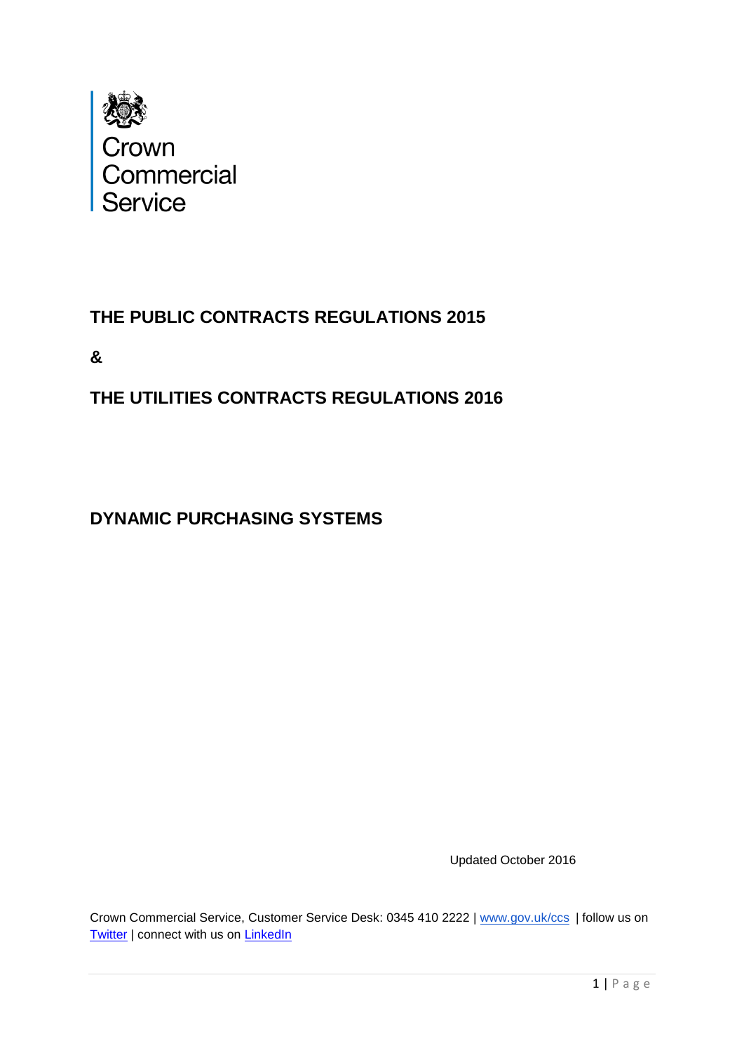Crown
Commercial
Service

# THE PUBLIC CONTRACTS REGULATIONS 2015

**&**

# THE UTILITIES CONTRACTS REGULATIONS 2016

# DYNAMIC PURCHASING SYSTEMS

Updated October 2016

Crown Commercial Service, Customer Service Desk: 0345 410 2222 | [www.gov.uk/ccs](http://www.gov.uk/ccs) | follow us on [Twitter](https://twitter.com) | connect with us on [LinkedIn](https://www.linkedin.com)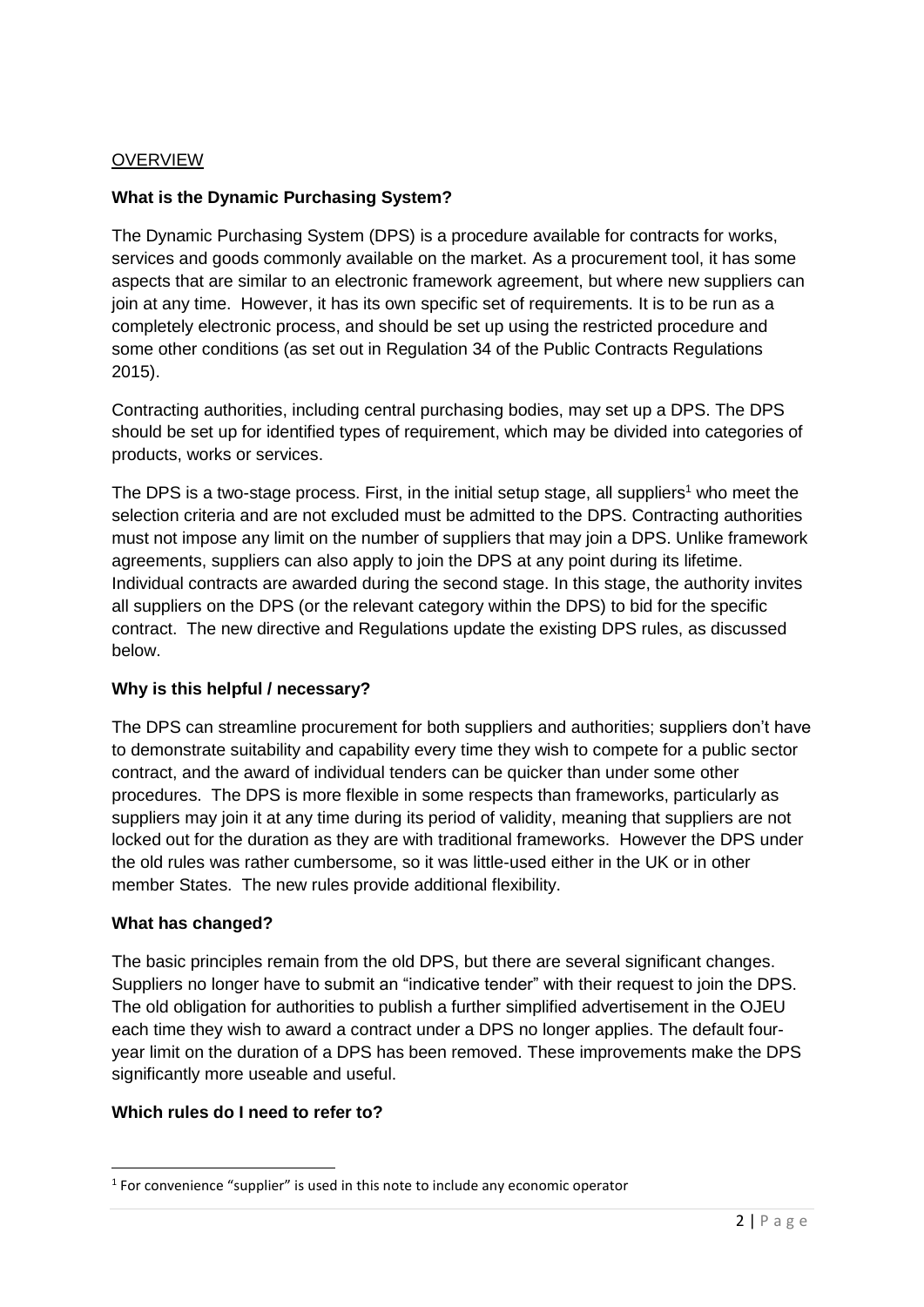OVERVIEW

**What is the Dynamic Purchasing System?**

The Dynamic Purchasing System (DPS) is a procedure available for contracts for works, services and goods commonly available on the market. As a procurement tool, it has some aspects that are similar to an electronic framework agreement, but where new suppliers can join at any time. However, it has its own specific set of requirements. It is to be run as a completely electronic process, and should be set up using the restricted procedure and some other conditions (as set out in Regulation 34 of the Public Contracts Regulations 2015).

Contracting authorities, including central purchasing bodies, may set up a DPS. The DPS should be set up for identified types of requirement, which may be divided into categories of products, works or services.

The DPS is a two-stage process. First, in the initial setup stage, all suppliers[1] who meet the selection criteria and are not excluded must be admitted to the DPS. Contracting authorities must not impose any limit on the number of suppliers that may join a DPS. Unlike framework agreements, suppliers can also apply to join the DPS at any point during its lifetime. Individual contracts are awarded during the second stage. In this stage, the authority invites all suppliers on the DPS (or the relevant category within the DPS) to bid for the specific contract. The new directive and Regulations update the existing DPS rules, as discussed below.

**Why is this helpful / necessary?**

The DPS can streamline procurement for both suppliers and authorities; suppliers don't have to demonstrate suitability and capability every time they wish to compete for a public sector contract, and the award of individual tenders can be quicker than under some other procedures. The DPS is more flexible in some respects than frameworks, particularly as suppliers may join it at any time during its period of validity, meaning that suppliers are not locked out for the duration as they are with traditional frameworks. However the DPS under the old rules was rather cumbersome, so it was little-used either in the UK or in other member States. The new rules provide additional flexibility.

**What has changed?**

The basic principles remain from the old DPS, but there are several significant changes. Suppliers no longer have to submit an "indicative tender" with their request to join the DPS. The old obligation for authorities to publish a further simplified advertisement in the OJEU each time they wish to award a contract under a DPS no longer applies. The default four-year limit on the duration of a DPS has been removed. These improvements make the DPS significantly more useable and useful.

**Which rules do I need to refer to?**

[1] For convenience "supplier" is used in this note to include any economic operator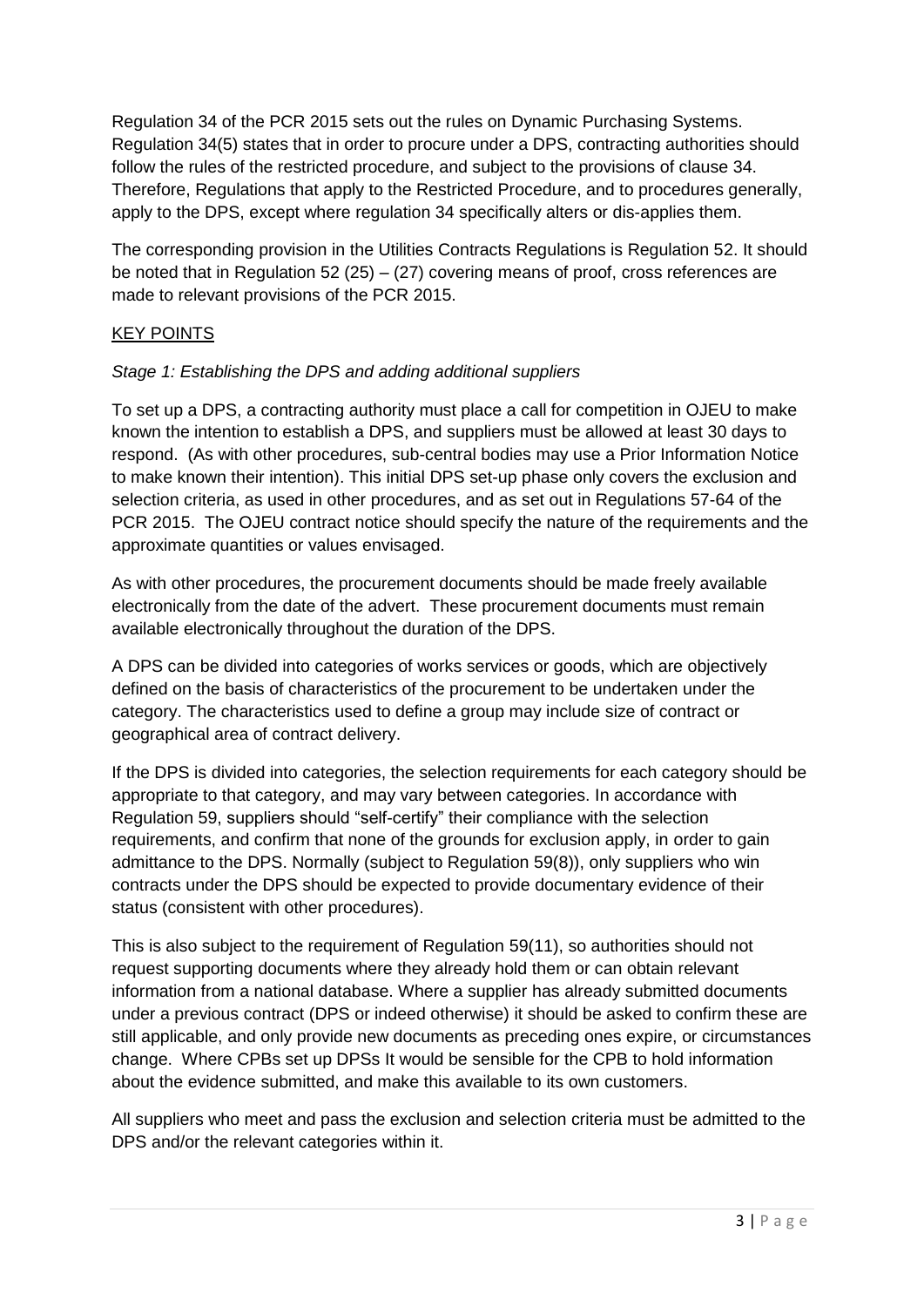Regulation 34 of the PCR 2015 sets out the rules on Dynamic Purchasing Systems. Regulation 34(5) states that in order to procure under a DPS, contracting authorities should follow the rules of the restricted procedure, and subject to the provisions of clause 34. Therefore, Regulations that apply to the Restricted Procedure, and to procedures generally, apply to the DPS, except where regulation 34 specifically alters or dis-applies them.

The corresponding provision in the Utilities Contracts Regulations is Regulation 52. It should be noted that in Regulation 52 (25) – (27) covering means of proof, cross references are made to relevant provisions of the PCR 2015.

## KEY POINTS

*Stage 1: Establishing the DPS and adding additional suppliers*

To set up a DPS, a contracting authority must place a call for competition in OJEU to make known the intention to establish a DPS, and suppliers must be allowed at least 30 days to respond. (As with other procedures, sub-central bodies may use a Prior Information Notice to make known their intention). This initial DPS set-up phase only covers the exclusion and selection criteria, as used in other procedures, and as set out in Regulations 57-64 of the PCR 2015. The OJEU contract notice should specify the nature of the requirements and the approximate quantities or values envisaged.

As with other procedures, the procurement documents should be made freely available electronically from the date of the advert. These procurement documents must remain available electronically throughout the duration of the DPS.

A DPS can be divided into categories of works services or goods, which are objectively defined on the basis of characteristics of the procurement to be undertaken under the category. The characteristics used to define a group may include size of contract or geographical area of contract delivery.

If the DPS is divided into categories, the selection requirements for each category should be appropriate to that category, and may vary between categories. In accordance with Regulation 59, suppliers should "self-certify" their compliance with the selection requirements, and confirm that none of the grounds for exclusion apply, in order to gain admittance to the DPS. Normally (subject to Regulation 59(8)), only suppliers who win contracts under the DPS should be expected to provide documentary evidence of their status (consistent with other procedures).

This is also subject to the requirement of Regulation 59(11), so authorities should not request supporting documents where they already hold them or can obtain relevant information from a national database. Where a supplier has already submitted documents under a previous contract (DPS or indeed otherwise) it should be asked to confirm these are still applicable, and only provide new documents as preceding ones expire, or circumstances change. Where CPBs set up DPSs It would be sensible for the CPB to hold information about the evidence submitted, and make this available to its own customers.

All suppliers who meet and pass the exclusion and selection criteria must be admitted to the DPS and/or the relevant categories within it.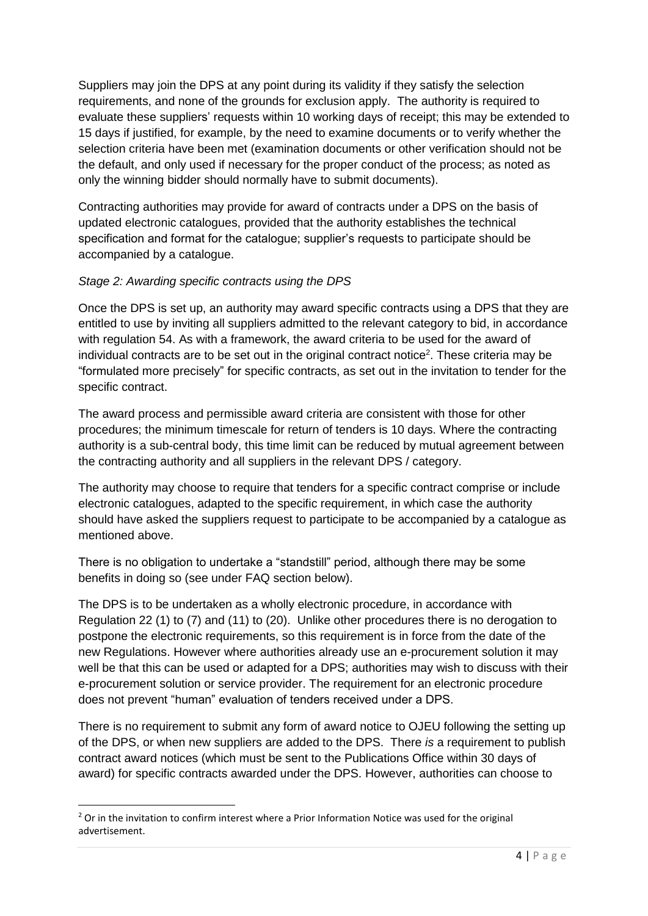Suppliers may join the DPS at any point during its validity if they satisfy the selection requirements, and none of the grounds for exclusion apply. The authority is required to evaluate these suppliers' requests within 10 working days of receipt; this may be extended to 15 days if justified, for example, by the need to examine documents or to verify whether the selection criteria have been met (examination documents or other verification should not be the default, and only used if necessary for the proper conduct of the process; as noted as only the winning bidder should normally have to submit documents).

Contracting authorities may provide for award of contracts under a DPS on the basis of updated electronic catalogues, provided that the authority establishes the technical specification and format for the catalogue; supplier's requests to participate should be accompanied by a catalogue.

*Stage 2: Awarding specific contracts using the DPS*

Once the DPS is set up, an authority may award specific contracts using a DPS that they are entitled to use by inviting all suppliers admitted to the relevant category to bid, in accordance with regulation 54. As with a framework, the award criteria to be used for the award of individual contracts are to be set out in the original contract notice[2]. These criteria may be "formulated more precisely" for specific contracts, as set out in the invitation to tender for the specific contract.

The award process and permissible award criteria are consistent with those for other procedures; the minimum timescale for return of tenders is 10 days. Where the contracting authority is a sub-central body, this time limit can be reduced by mutual agreement between the contracting authority and all suppliers in the relevant DPS / category.

The authority may choose to require that tenders for a specific contract comprise or include electronic catalogues, adapted to the specific requirement, in which case the authority should have asked the suppliers request to participate to be accompanied by a catalogue as mentioned above.

There is no obligation to undertake a "standstill" period, although there may be some benefits in doing so (see under FAQ section below).

The DPS is to be undertaken as a wholly electronic procedure, in accordance with Regulation 22 (1) to (7) and (11) to (20). Unlike other procedures there is no derogation to postpone the electronic requirements, so this requirement is in force from the date of the new Regulations. However where authorities already use an e-procurement solution it may well be that this can be used or adapted for a DPS; authorities may wish to discuss with their e-procurement solution or service provider. The requirement for an electronic procedure does not prevent "human" evaluation of tenders received under a DPS.

There is no requirement to submit any form of award notice to OJEU following the setting up of the DPS, or when new suppliers are added to the DPS. There *is* a requirement to publish contract award notices (which must be sent to the Publications Office within 30 days of award) for specific contracts awarded under the DPS. However, authorities can choose to

[2] Or in the invitation to confirm interest where a Prior Information Notice was used for the original advertisement.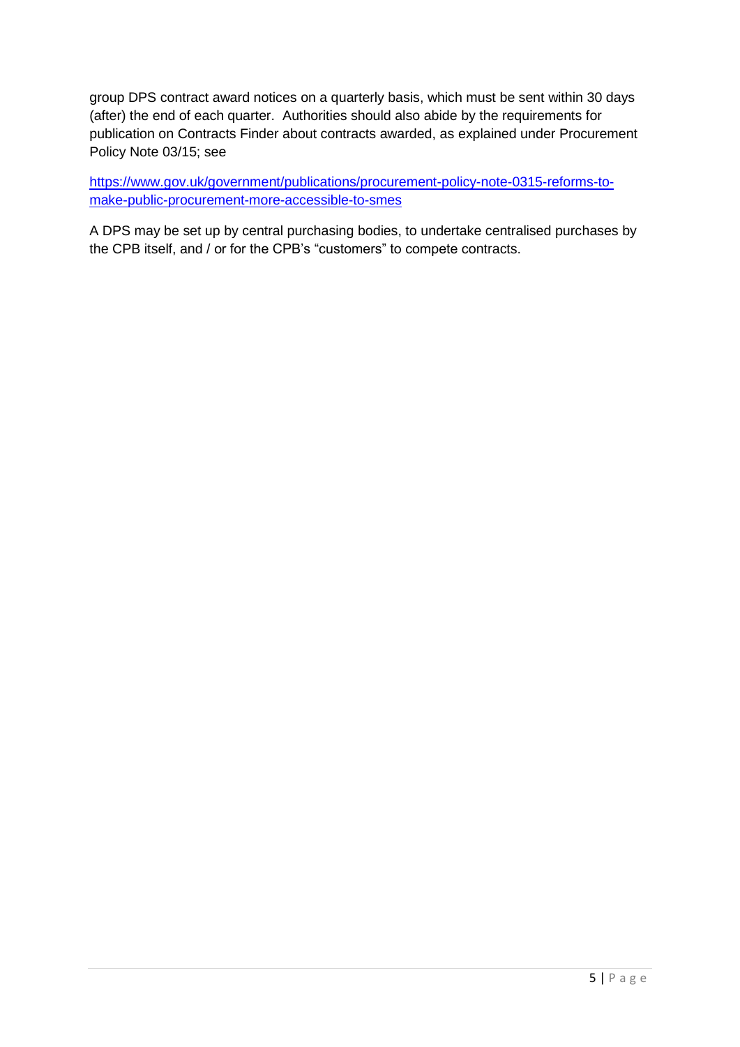group DPS contract award notices on a quarterly basis, which must be sent within 30 days (after) the end of each quarter. Authorities should also abide by the requirements for publication on Contracts Finder about contracts awarded, as explained under Procurement Policy Note 03/15; see

[https://www.gov.uk/government/publications/procurement-policy-note-0315-reforms-to-make-public-procurement-more-accessible-to-smes](https://www.gov.uk/government/publications/procurement-policy-note-0315-reforms-to-make-public-procurement-more-accessible-to-smes)

A DPS may be set up by central purchasing bodies, to undertake centralised purchases by the CPB itself, and / or for the CPB's "customers" to compete contracts.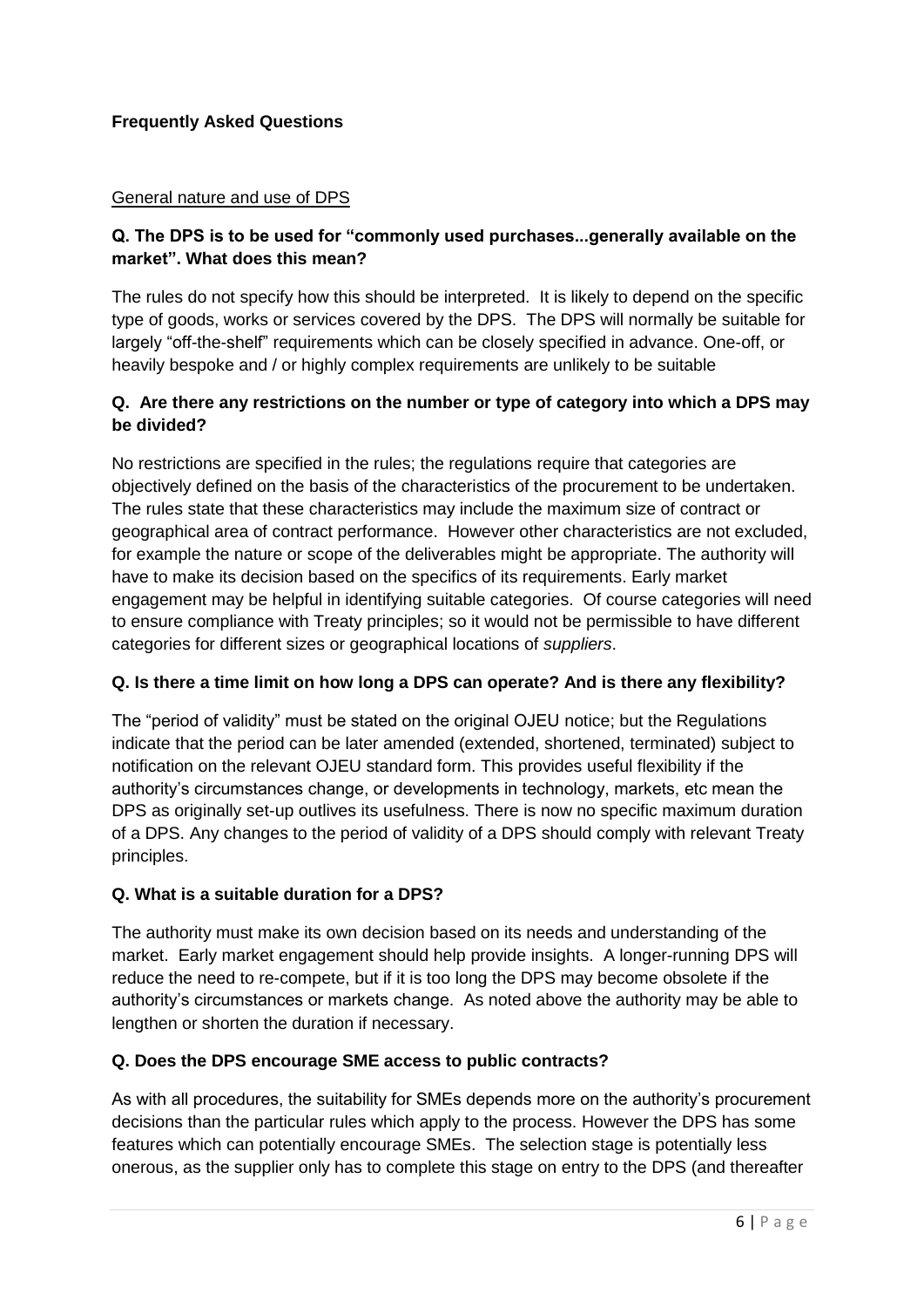## Frequently Asked Questions

<u>General nature and use of DPS</u>

**Q. The DPS is to be used for "commonly used purchases...generally available on the market". What does this mean?**

The rules do not specify how this should be interpreted. It is likely to depend on the specific type of goods, works or services covered by the DPS. The DPS will normally be suitable for largely "off-the-shelf" requirements which can be closely specified in advance. One-off, or heavily bespoke and / or highly complex requirements are unlikely to be suitable

**Q. Are there any restrictions on the number or type of category into which a DPS may be divided?**

No restrictions are specified in the rules; the regulations require that categories are objectively defined on the basis of the characteristics of the procurement to be undertaken. The rules state that these characteristics may include the maximum size of contract or geographical area of contract performance. However other characteristics are not excluded, for example the nature or scope of the deliverables might be appropriate. The authority will have to make its decision based on the specifics of its requirements. Early market engagement may be helpful in identifying suitable categories. Of course categories will need to ensure compliance with Treaty principles; so it would not be permissible to have different categories for different sizes or geographical locations of *suppliers*.

**Q. Is there a time limit on how long a DPS can operate? And is there any flexibility?**

The "period of validity" must be stated on the original OJEU notice; but the Regulations indicate that the period can be later amended (extended, shortened, terminated) subject to notification on the relevant OJEU standard form. This provides useful flexibility if the authority's circumstances change, or developments in technology, markets, etc mean the DPS as originally set-up outlives its usefulness. There is now no specific maximum duration of a DPS. Any changes to the period of validity of a DPS should comply with relevant Treaty principles.

**Q. What is a suitable duration for a DPS?**

The authority must make its own decision based on its needs and understanding of the market. Early market engagement should help provide insights. A longer-running DPS will reduce the need to re-compete, but if it is too long the DPS may become obsolete if the authority's circumstances or markets change. As noted above the authority may be able to lengthen or shorten the duration if necessary.

**Q. Does the DPS encourage SME access to public contracts?**

As with all procedures, the suitability for SMEs depends more on the authority's procurement decisions than the particular rules which apply to the process. However the DPS has some features which can potentially encourage SMEs. The selection stage is potentially less onerous, as the supplier only has to complete this stage on entry to the DPS (and thereafter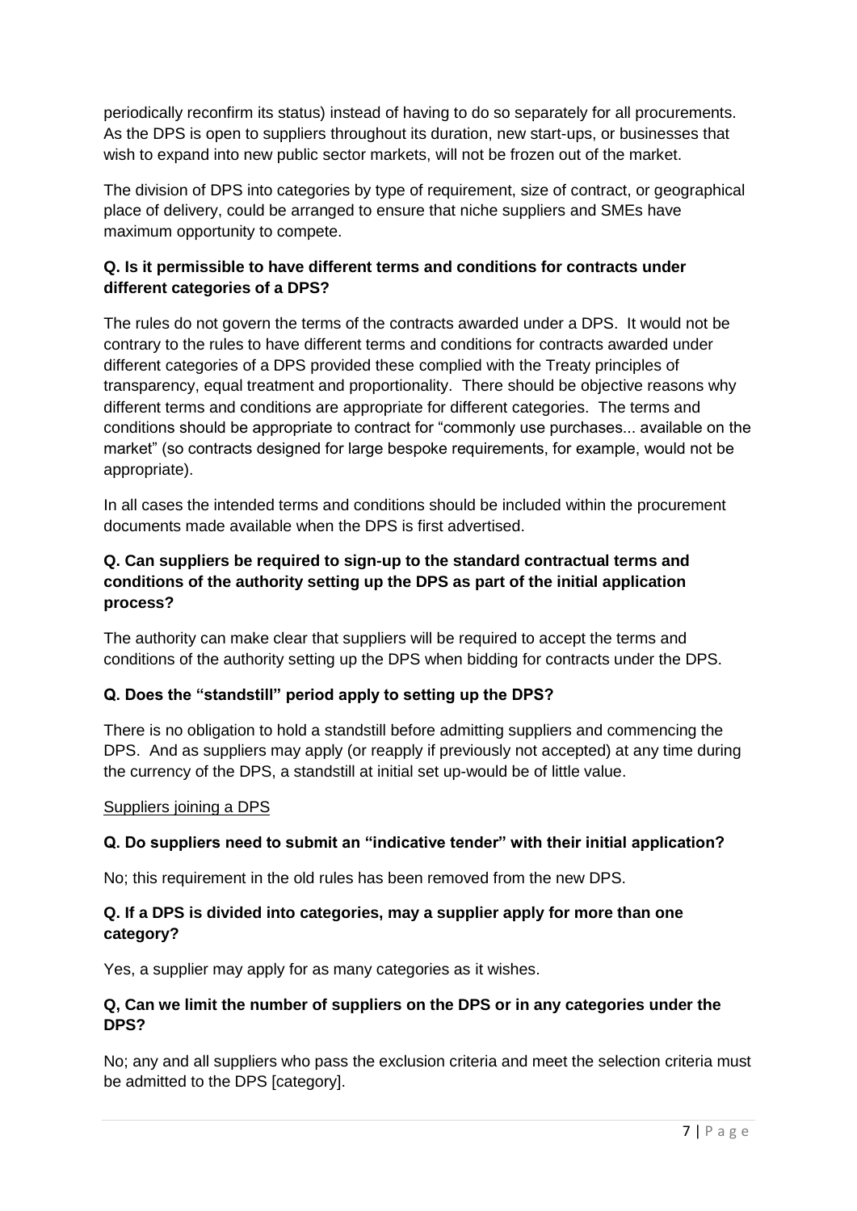periodically reconfirm its status) instead of having to do so separately for all procurements. As the DPS is open to suppliers throughout its duration, new start-ups, or businesses that wish to expand into new public sector markets, will not be frozen out of the market.

The division of DPS into categories by type of requirement, size of contract, or geographical place of delivery, could be arranged to ensure that niche suppliers and SMEs have maximum opportunity to compete.

**Q. Is it permissible to have different terms and conditions for contracts under different categories of a DPS?**

The rules do not govern the terms of the contracts awarded under a DPS. It would not be contrary to the rules to have different terms and conditions for contracts awarded under different categories of a DPS provided these complied with the Treaty principles of transparency, equal treatment and proportionality. There should be objective reasons why different terms and conditions are appropriate for different categories. The terms and conditions should be appropriate to contract for "commonly use purchases... available on the market" (so contracts designed for large bespoke requirements, for example, would not be appropriate).

In all cases the intended terms and conditions should be included within the procurement documents made available when the DPS is first advertised.

**Q. Can suppliers be required to sign-up to the standard contractual terms and conditions of the authority setting up the DPS as part of the initial application process?**

The authority can make clear that suppliers will be required to accept the terms and conditions of the authority setting up the DPS when bidding for contracts under the DPS.

**Q. Does the "standstill" period apply to setting up the DPS?**

There is no obligation to hold a standstill before admitting suppliers and commencing the DPS. And as suppliers may apply (or reapply if previously not accepted) at any time during the currency of the DPS, a standstill at initial set up-would be of little value.

<u>Suppliers joining a DPS</u>

**Q. Do suppliers need to submit an "indicative tender" with their initial application?**

No; this requirement in the old rules has been removed from the new DPS.

**Q. If a DPS is divided into categories, may a supplier apply for more than one category?**

Yes, a supplier may apply for as many categories as it wishes.

**Q, Can we limit the number of suppliers on the DPS or in any categories under the DPS?**

No; any and all suppliers who pass the exclusion criteria and meet the selection criteria must be admitted to the DPS [category].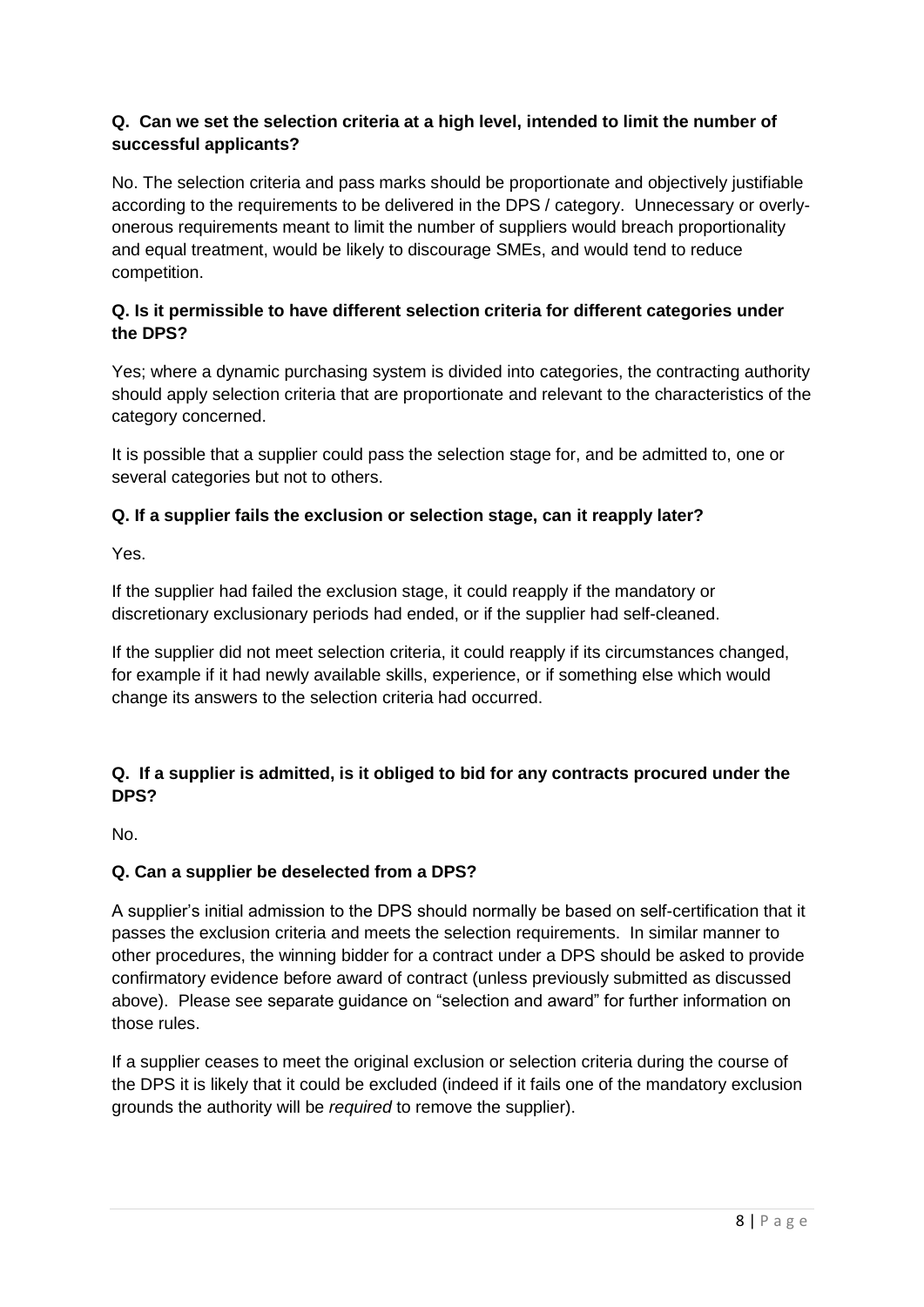**Q. Can we set the selection criteria at a high level, intended to limit the number of successful applicants?**

No. The selection criteria and pass marks should be proportionate and objectively justifiable according to the requirements to be delivered in the DPS / category. Unnecessary or overly-onerous requirements meant to limit the number of suppliers would breach proportionality and equal treatment, would be likely to discourage SMEs, and would tend to reduce competition.

**Q. Is it permissible to have different selection criteria for different categories under the DPS?**

Yes; where a dynamic purchasing system is divided into categories, the contracting authority should apply selection criteria that are proportionate and relevant to the characteristics of the category concerned.

It is possible that a supplier could pass the selection stage for, and be admitted to, one or several categories but not to others.

**Q. If a supplier fails the exclusion or selection stage, can it reapply later?**

Yes.

If the supplier had failed the exclusion stage, it could reapply if the mandatory or discretionary exclusionary periods had ended, or if the supplier had self-cleaned.

If the supplier did not meet selection criteria, it could reapply if its circumstances changed, for example if it had newly available skills, experience, or if something else which would change its answers to the selection criteria had occurred.

**Q. If a supplier is admitted, is it obliged to bid for any contracts procured under the DPS?**

No.

**Q. Can a supplier be deselected from a DPS?**

A supplier's initial admission to the DPS should normally be based on self-certification that it passes the exclusion criteria and meets the selection requirements. In similar manner to other procedures, the winning bidder for a contract under a DPS should be asked to provide confirmatory evidence before award of contract (unless previously submitted as discussed above). Please see separate guidance on "selection and award" for further information on those rules.

If a supplier ceases to meet the original exclusion or selection criteria during the course of the DPS it is likely that it could be excluded (indeed if it fails one of the mandatory exclusion grounds the authority will be *required* to remove the supplier).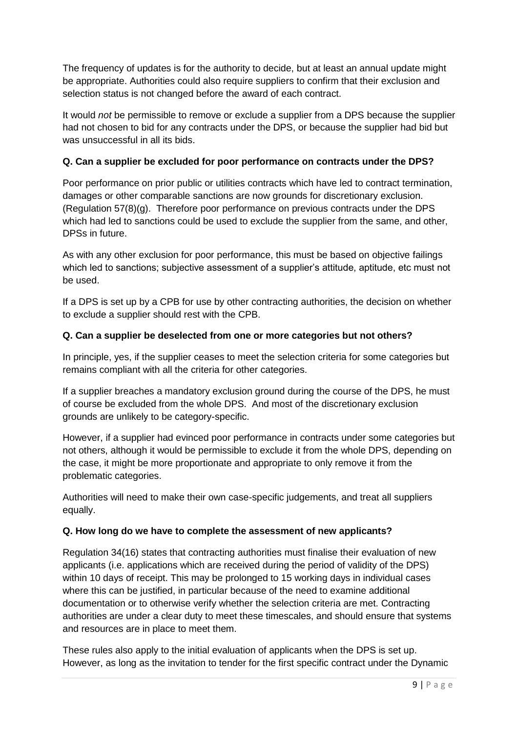The frequency of updates is for the authority to decide, but at least an annual update might be appropriate. Authorities could also require suppliers to confirm that their exclusion and selection status is not changed before the award of each contract.

It would *not* be permissible to remove or exclude a supplier from a DPS because the supplier had not chosen to bid for any contracts under the DPS, or because the supplier had bid but was unsuccessful in all its bids.

**Q. Can a supplier be excluded for poor performance on contracts under the DPS?**

Poor performance on prior public or utilities contracts which have led to contract termination, damages or other comparable sanctions are now grounds for discretionary exclusion. (Regulation 57(8)(g). Therefore poor performance on previous contracts under the DPS which had led to sanctions could be used to exclude the supplier from the same, and other, DPSs in future.

As with any other exclusion for poor performance, this must be based on objective failings which led to sanctions; subjective assessment of a supplier's attitude, aptitude, etc must not be used.

If a DPS is set up by a CPB for use by other contracting authorities, the decision on whether to exclude a supplier should rest with the CPB.

**Q. Can a supplier be deselected from one or more categories but not others?**

In principle, yes, if the supplier ceases to meet the selection criteria for some categories but remains compliant with all the criteria for other categories.

If a supplier breaches a mandatory exclusion ground during the course of the DPS, he must of course be excluded from the whole DPS. And most of the discretionary exclusion grounds are unlikely to be category-specific.

However, if a supplier had evinced poor performance in contracts under some categories but not others, although it would be permissible to exclude it from the whole DPS, depending on the case, it might be more proportionate and appropriate to only remove it from the problematic categories.

Authorities will need to make their own case-specific judgements, and treat all suppliers equally.

**Q. How long do we have to complete the assessment of new applicants?**

Regulation 34(16) states that contracting authorities must finalise their evaluation of new applicants (i.e. applications which are received during the period of validity of the DPS) within 10 days of receipt. This may be prolonged to 15 working days in individual cases where this can be justified, in particular because of the need to examine additional documentation or to otherwise verify whether the selection criteria are met. Contracting authorities are under a clear duty to meet these timescales, and should ensure that systems and resources are in place to meet them.

These rules also apply to the initial evaluation of applicants when the DPS is set up. However, as long as the invitation to tender for the first specific contract under the Dynamic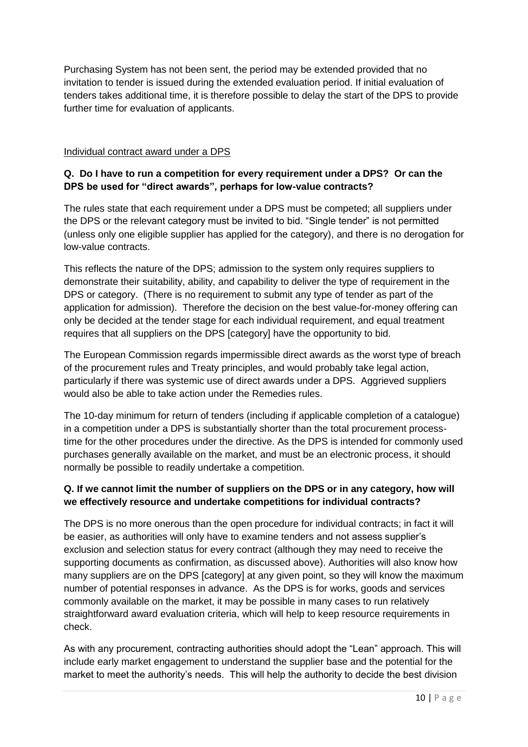Purchasing System has not been sent, the period may be extended provided that no invitation to tender is issued during the extended evaluation period. If initial evaluation of tenders takes additional time, it is therefore possible to delay the start of the DPS to provide further time for evaluation of applicants.

<u>Individual contract award under a DPS</u>

**Q. Do I have to run a competition for every requirement under a DPS? Or can the DPS be used for "direct awards", perhaps for low-value contracts?**

The rules state that each requirement under a DPS must be competed; all suppliers under the DPS or the relevant category must be invited to bid. "Single tender" is not permitted (unless only one eligible supplier has applied for the category), and there is no derogation for low-value contracts.

This reflects the nature of the DPS; admission to the system only requires suppliers to demonstrate their suitability, ability, and capability to deliver the type of requirement in the DPS or category. (There is no requirement to submit any type of tender as part of the application for admission). Therefore the decision on the best value-for-money offering can only be decided at the tender stage for each individual requirement, and equal treatment requires that all suppliers on the DPS [category] have the opportunity to bid.

The European Commission regards impermissible direct awards as the worst type of breach of the procurement rules and Treaty principles, and would probably take legal action, particularly if there was systemic use of direct awards under a DPS. Aggrieved suppliers would also be able to take action under the Remedies rules.

The 10-day minimum for return of tenders (including if applicable completion of a catalogue) in a competition under a DPS is substantially shorter than the total procurement process-time for the other procedures under the directive. As the DPS is intended for commonly used purchases generally available on the market, and must be an electronic process, it should normally be possible to readily undertake a competition.

**Q. If we cannot limit the number of suppliers on the DPS or in any category, how will we effectively resource and undertake competitions for individual contracts?**

The DPS is no more onerous than the open procedure for individual contracts; in fact it will be easier, as authorities will only have to examine tenders and not assess supplier's exclusion and selection status for every contract (although they may need to receive the supporting documents as confirmation, as discussed above). Authorities will also know how many suppliers are on the DPS [category] at any given point, so they will know the maximum number of potential responses in advance. As the DPS is for works, goods and services commonly available on the market, it may be possible in many cases to run relatively straightforward award evaluation criteria, which will help to keep resource requirements in check.

As with any procurement, contracting authorities should adopt the "Lean" approach. This will include early market engagement to understand the supplier base and the potential for the market to meet the authority's needs. This will help the authority to decide the best division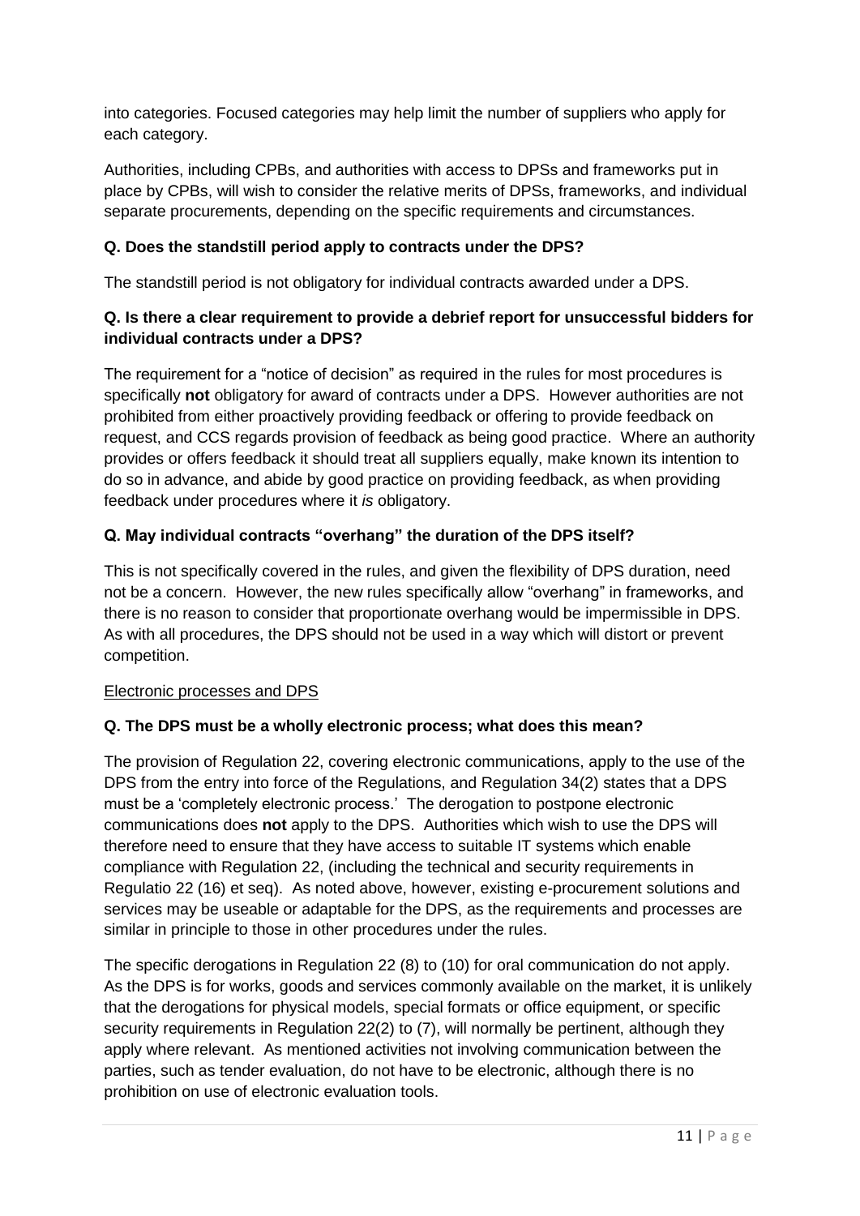into categories. Focused categories may help limit the number of suppliers who apply for each category.

Authorities, including CPBs, and authorities with access to DPSs and frameworks put in place by CPBs, will wish to consider the relative merits of DPSs, frameworks, and individual separate procurements, depending on the specific requirements and circumstances.

**Q. Does the standstill period apply to contracts under the DPS?**

The standstill period is not obligatory for individual contracts awarded under a DPS.

**Q. Is there a clear requirement to provide a debrief report for unsuccessful bidders for individual contracts under a DPS?**

The requirement for a "notice of decision" as required in the rules for most procedures is specifically **not** obligatory for award of contracts under a DPS. However authorities are not prohibited from either proactively providing feedback or offering to provide feedback on request, and CCS regards provision of feedback as being good practice. Where an authority provides or offers feedback it should treat all suppliers equally, make known its intention to do so in advance, and abide by good practice on providing feedback, as when providing feedback under procedures where it *is* obligatory.

**Q. May individual contracts "overhang" the duration of the DPS itself?**

This is not specifically covered in the rules, and given the flexibility of DPS duration, need not be a concern. However, the new rules specifically allow "overhang" in frameworks, and there is no reason to consider that proportionate overhang would be impermissible in DPS. As with all procedures, the DPS should not be used in a way which will distort or prevent competition.

<u>Electronic processes and DPS</u>

**Q. The DPS must be a wholly electronic process; what does this mean?**

The provision of Regulation 22, covering electronic communications, apply to the use of the DPS from the entry into force of the Regulations, and Regulation 34(2) states that a DPS must be a 'completely electronic process.' The derogation to postpone electronic communications does **not** apply to the DPS. Authorities which wish to use the DPS will therefore need to ensure that they have access to suitable IT systems which enable compliance with Regulation 22, (including the technical and security requirements in Regulatio 22 (16) et seq). As noted above, however, existing e-procurement solutions and services may be useable or adaptable for the DPS, as the requirements and processes are similar in principle to those in other procedures under the rules.

The specific derogations in Regulation 22 (8) to (10) for oral communication do not apply. As the DPS is for works, goods and services commonly available on the market, it is unlikely that the derogations for physical models, special formats or office equipment, or specific security requirements in Regulation 22(2) to (7), will normally be pertinent, although they apply where relevant. As mentioned activities not involving communication between the parties, such as tender evaluation, do not have to be electronic, although there is no prohibition on use of electronic evaluation tools.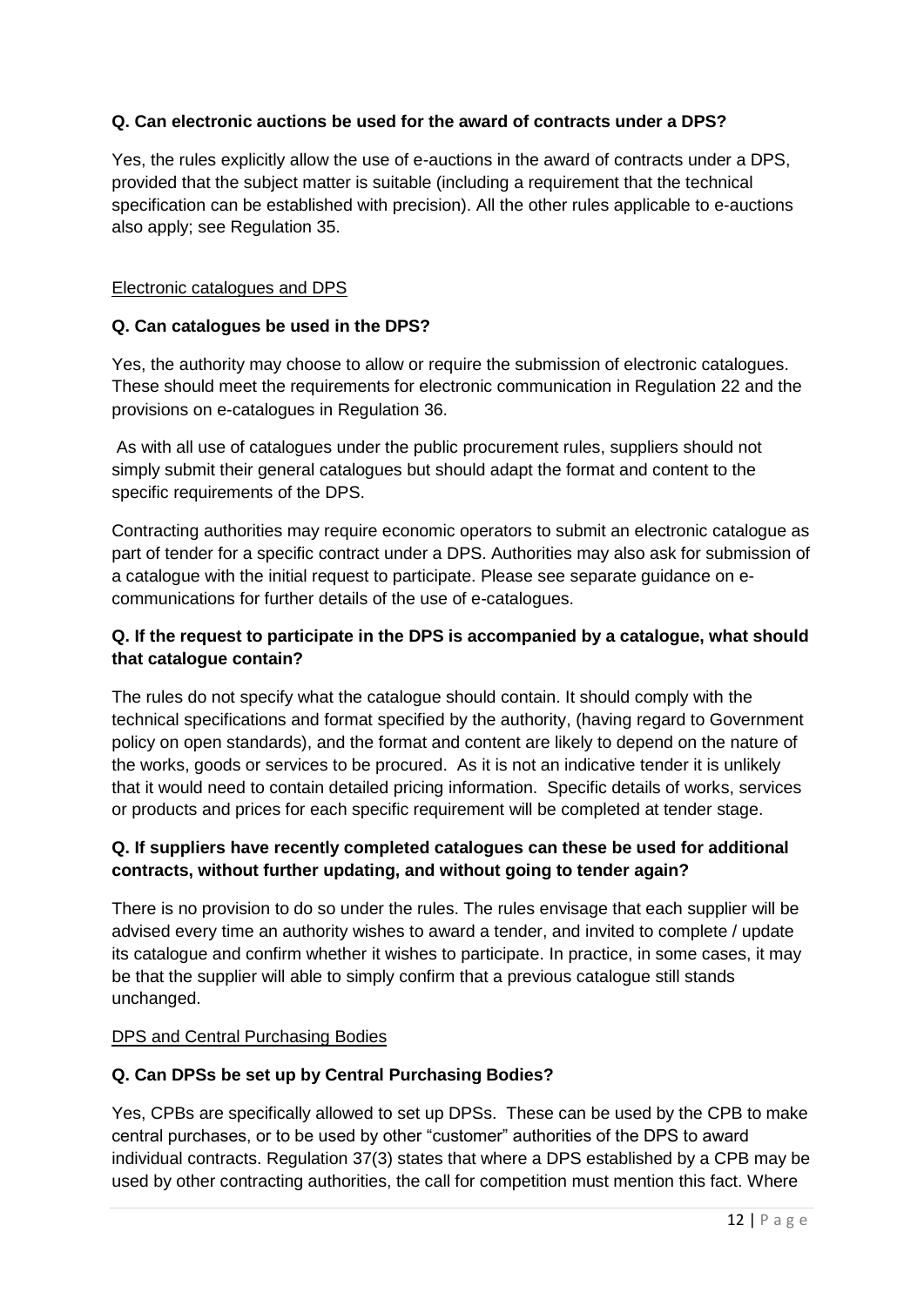**Q. Can electronic auctions be used for the award of contracts under a DPS?**

Yes, the rules explicitly allow the use of e-auctions in the award of contracts under a DPS, provided that the subject matter is suitable (including a requirement that the technical specification can be established with precision). All the other rules applicable to e-auctions also apply; see Regulation 35.

<u>Electronic catalogues and DPS</u>

**Q. Can catalogues be used in the DPS?**

Yes, the authority may choose to allow or require the submission of electronic catalogues. These should meet the requirements for electronic communication in Regulation 22 and the provisions on e-catalogues in Regulation 36.

As with all use of catalogues under the public procurement rules, suppliers should not simply submit their general catalogues but should adapt the format and content to the specific requirements of the DPS.

Contracting authorities may require economic operators to submit an electronic catalogue as part of tender for a specific contract under a DPS. Authorities may also ask for submission of a catalogue with the initial request to participate. Please see separate guidance on e-communications for further details of the use of e-catalogues.

**Q. If the request to participate in the DPS is accompanied by a catalogue, what should that catalogue contain?**

The rules do not specify what the catalogue should contain. It should comply with the technical specifications and format specified by the authority, (having regard to Government policy on open standards), and the format and content are likely to depend on the nature of the works, goods or services to be procured. As it is not an indicative tender it is unlikely that it would need to contain detailed pricing information. Specific details of works, services or products and prices for each specific requirement will be completed at tender stage.

**Q. If suppliers have recently completed catalogues can these be used for additional contracts, without further updating, and without going to tender again?**

There is no provision to do so under the rules. The rules envisage that each supplier will be advised every time an authority wishes to award a tender, and invited to complete / update its catalogue and confirm whether it wishes to participate. In practice, in some cases, it may be that the supplier will able to simply confirm that a previous catalogue still stands unchanged.

<u>DPS and Central Purchasing Bodies</u>

**Q. Can DPSs be set up by Central Purchasing Bodies?**

Yes, CPBs are specifically allowed to set up DPSs. These can be used by the CPB to make central purchases, or to be used by other "customer" authorities of the DPS to award individual contracts. Regulation 37(3) states that where a DPS established by a CPB may be used by other contracting authorities, the call for competition must mention this fact. Where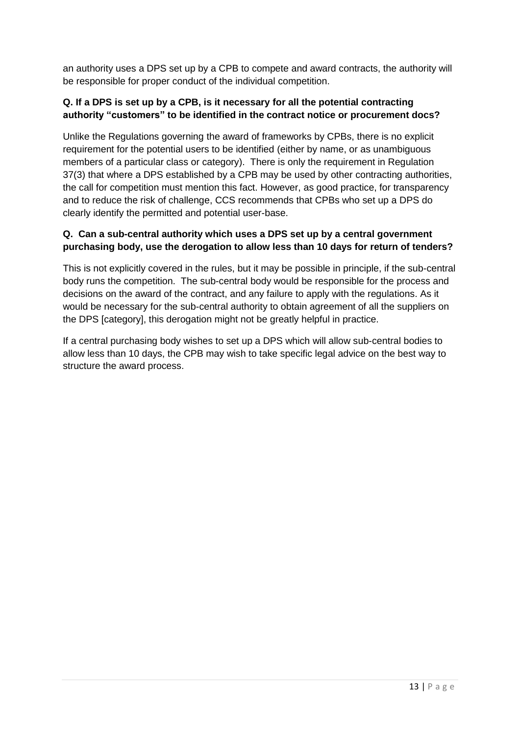an authority uses a DPS set up by a CPB to compete and award contracts, the authority will be responsible for proper conduct of the individual competition.

**Q. If a DPS is set up by a CPB, is it necessary for all the potential contracting authority "customers" to be identified in the contract notice or procurement docs?**

Unlike the Regulations governing the award of frameworks by CPBs, there is no explicit requirement for the potential users to be identified (either by name, or as unambiguous members of a particular class or category). There is only the requirement in Regulation 37(3) that where a DPS established by a CPB may be used by other contracting authorities, the call for competition must mention this fact. However, as good practice, for transparency and to reduce the risk of challenge, CCS recommends that CPBs who set up a DPS do clearly identify the permitted and potential user-base.

**Q. Can a sub-central authority which uses a DPS set up by a central government purchasing body, use the derogation to allow less than 10 days for return of tenders?**

This is not explicitly covered in the rules, but it may be possible in principle, if the sub-central body runs the competition. The sub-central body would be responsible for the process and decisions on the award of the contract, and any failure to apply with the regulations. As it would be necessary for the sub-central authority to obtain agreement of all the suppliers on the DPS [category], this derogation might not be greatly helpful in practice.

If a central purchasing body wishes to set up a DPS which will allow sub-central bodies to allow less than 10 days, the CPB may wish to take specific legal advice on the best way to structure the award process.